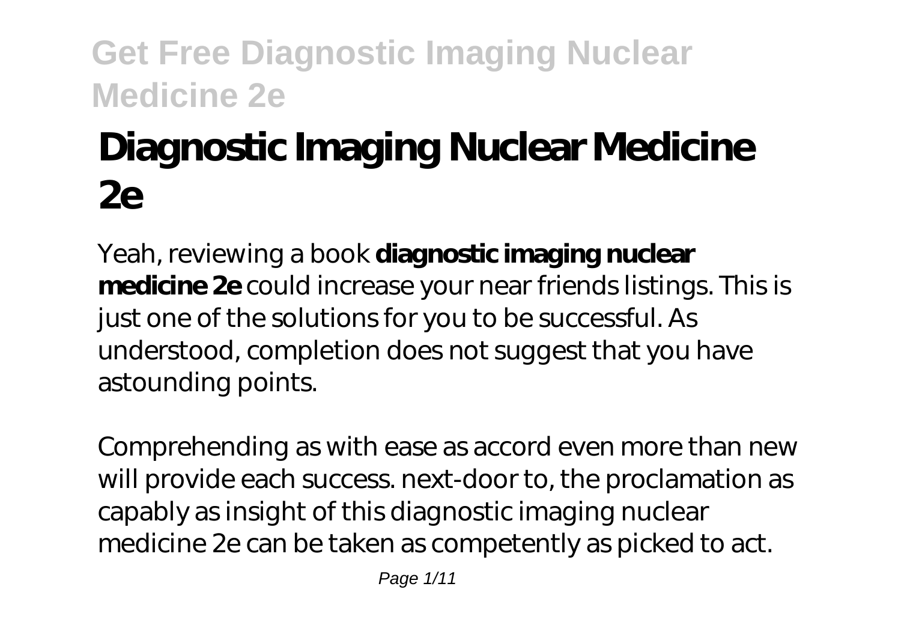# Diagnostic Imaging Nuclear Medicine 2e

Yeah, reviewing a book **diagnostic imaging nuclear medicine 2e** could increase your near friends listings. This is just one of the solutions for you to be successful. As understood, completion does not suggest that you have astounding points.

Comprehending as with ease as accord even more than new will provide each success. next-door to, the proclamation as capably as insight of this diagnostic imaging nuclear medicine 2e can be taken as competently as picked to act.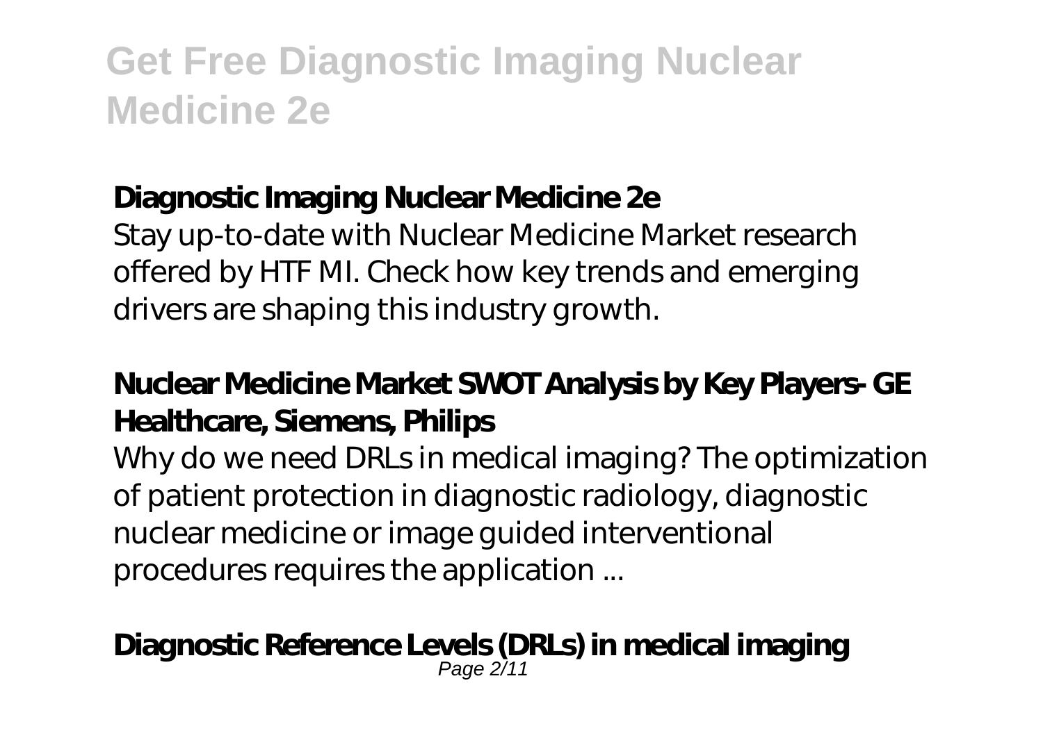## Diagnostic Imaging Nuclear Medicine 2e

Stay up-to-date with Nuclear Medicine Market research offered by HTF MI. Check how key trends and emerging drivers are shaping this industry growth.

## Nuclear Medicine Market SWOT Analysis by Key Players- GE Healthcare, Siemens, Philips

Why do we need DRLs in medical imaging? The optimization of patient protection in diagnostic radiology, diagnostic nuclear medicine or image guided interventional procedures requires the application ...

## Diagnostic Reference Levels (DRLs) in medical imaging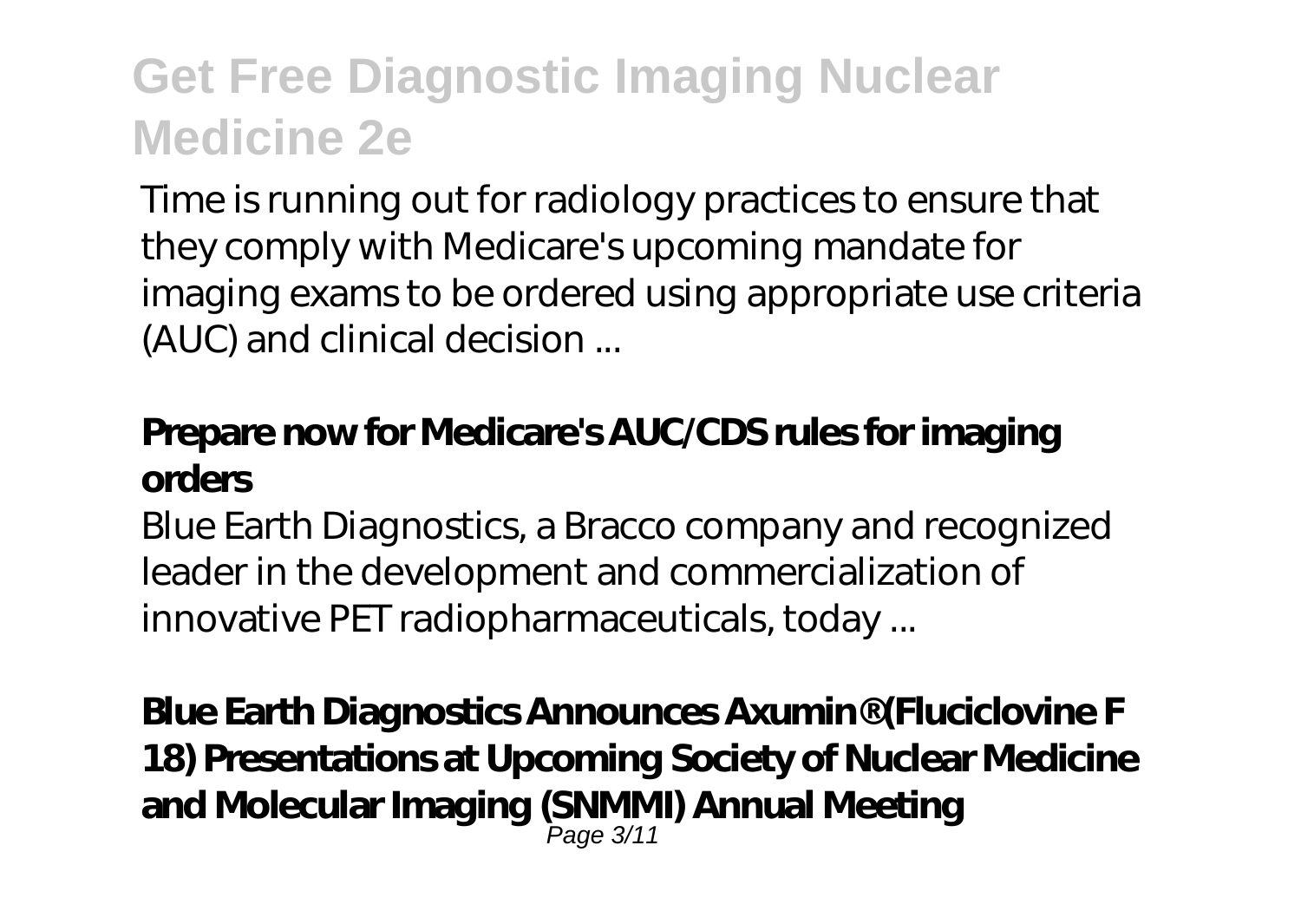Time is running out for radiology practices to ensure that they comply with Medicare's upcoming mandate for imaging exams to be ordered using appropriate use criteria (AUC) and clinical decision ...

## Prepare now for Medicare's AUC/CDS rules for imaging orders

Blue Earth Diagnostics, a Bracco company and recognized leader in the development and commercialization of innovative PET radiopharmaceuticals, today ...

## Blue Earth Diagnostics Announces Axumin® (Fluciclovine F 18) Presentations at Upcoming Society of Nuclear Medicine and Molecular Imaging (SNMMI) Annual Meeting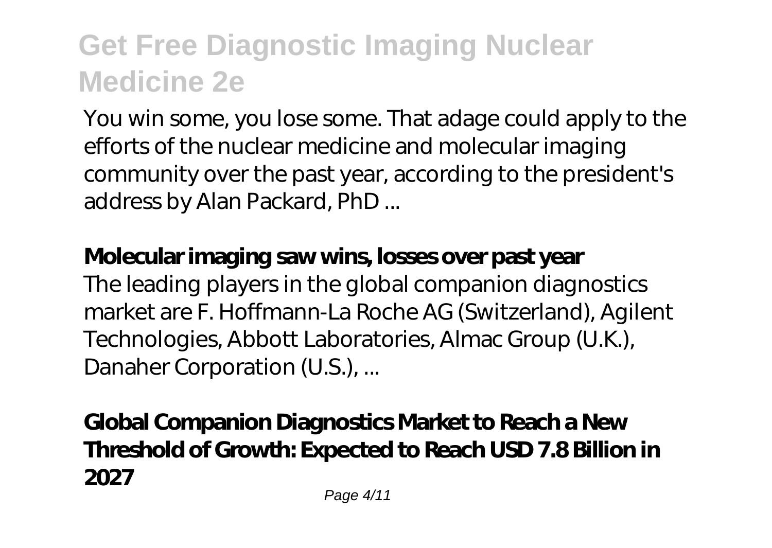You win some, you lose some. That adage could apply to the efforts of the nuclear medicine and molecular imaging community over the past year, according to the president's address by Alan Packard, PhD ...

**Molecular imaging saw wins, losses over past year**

The leading players in the global companion diagnostics market are F. Hoffmann-La Roche AG (Switzerland), Agilent Technologies, Abbott Laboratories, Almac Group (U.K.), Danaher Corporation (U.S.), ...

**Global Companion Diagnostics Market to Reach a New Threshold of Growth: Expected to Reach USD 7.8 Billion in 2027**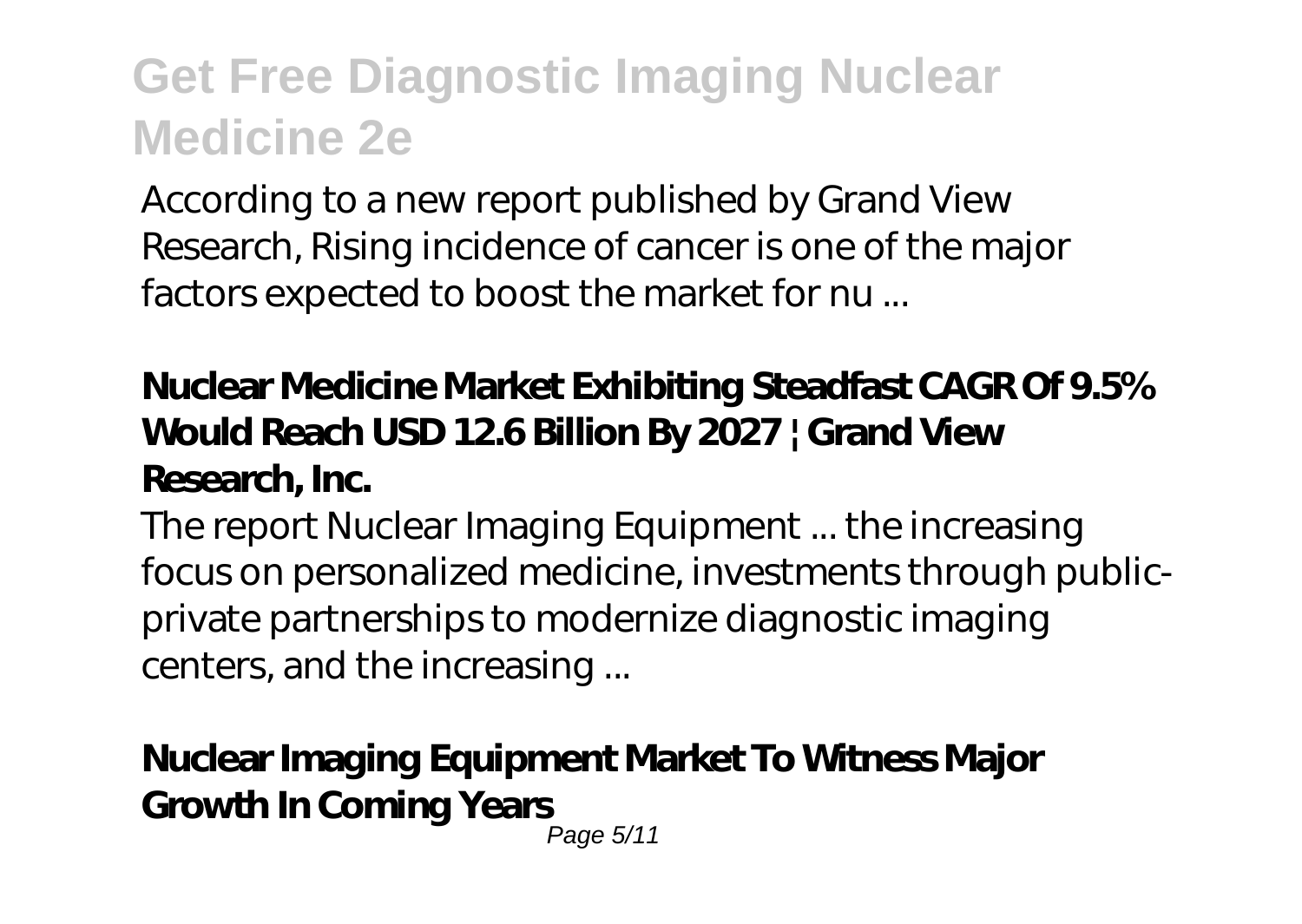According to a new report published by Grand View Research, Rising incidence of cancer is one of the major factors expected to boost the market for nu ...

**Nuclear Medicine Market Exhibiting Steadfast CAGR Of 9.5% Would Reach USD 12.6 Billion By 2027 | Grand View Research, Inc.**

The report Nuclear Imaging Equipment ... the increasing focus on personalized medicine, investments through public-private partnerships to modernize diagnostic imaging centers, and the increasing ...

**Nuclear Imaging Equipment Market To Witness Major Growth In Coming Years**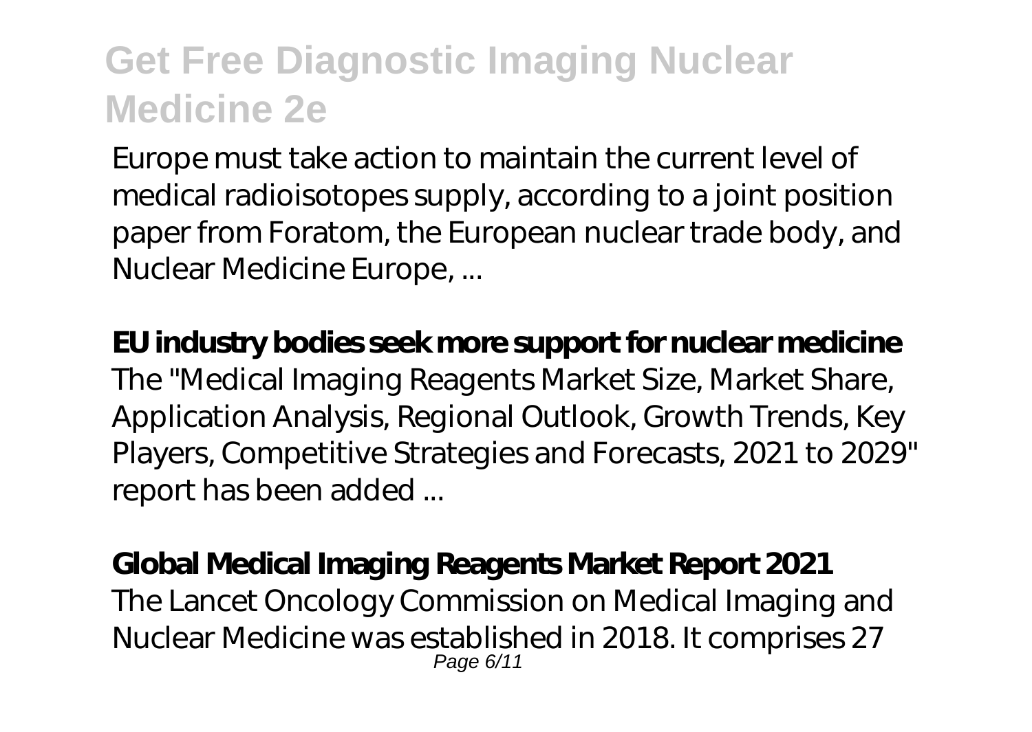Europe must take action to maintain the current level of medical radioisotopes supply, according to a joint position paper from Foratom, the European nuclear trade body, and Nuclear Medicine Europe, ...

**EU industry bodies seek more support for nuclear medicine**

The "Medical Imaging Reagents Market Size, Market Share, Application Analysis, Regional Outlook, Growth Trends, Key Players, Competitive Strategies and Forecasts, 2021 to 2029" report has been added ...

**Global Medical Imaging Reagents Market Report 2021**

The Lancet Oncology Commission on Medical Imaging and Nuclear Medicine was established in 2018. It comprises 27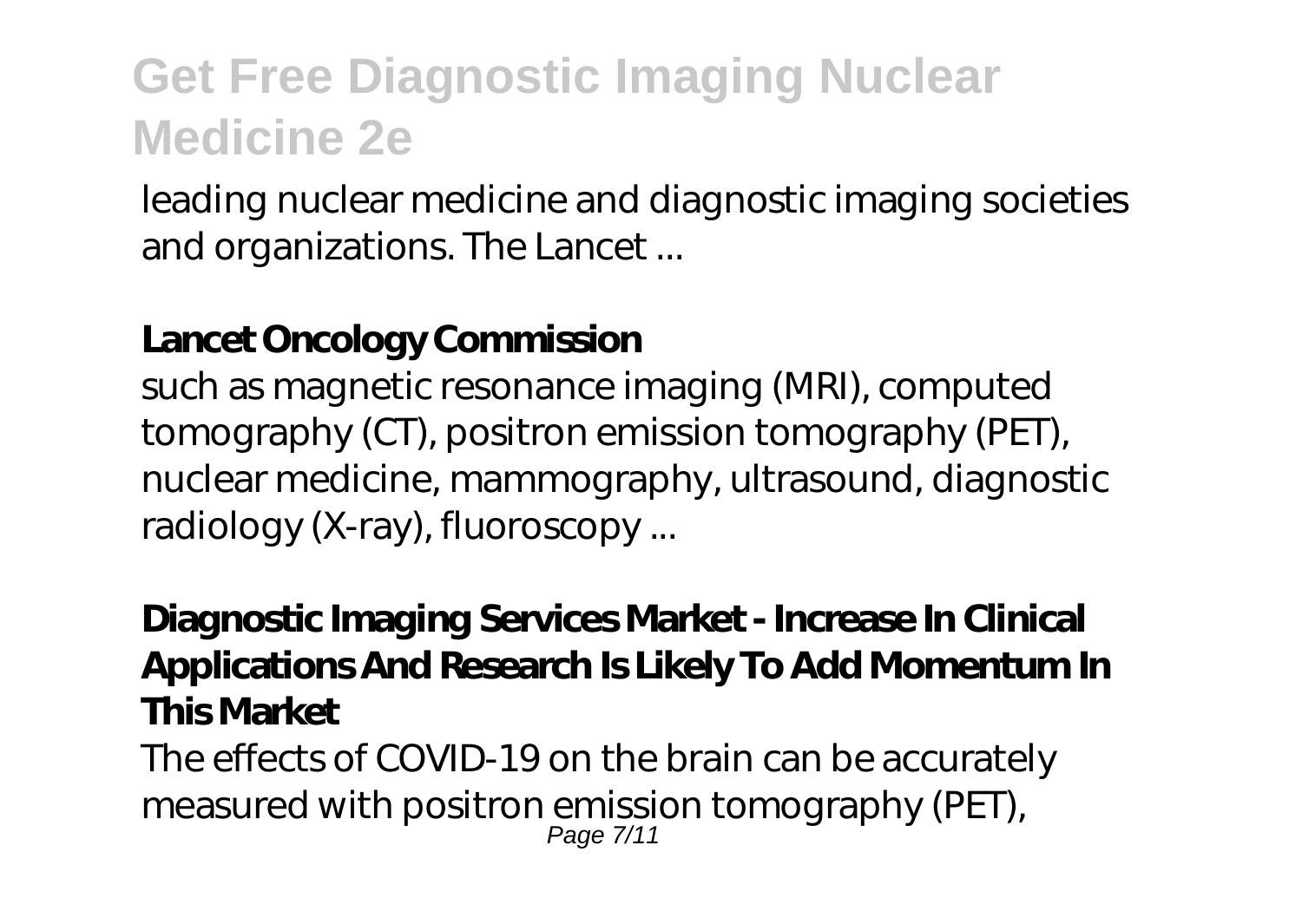leading nuclear medicine and diagnostic imaging societies and organizations. The Lancet ...

**Lancet Oncology Commission**

such as magnetic resonance imaging (MRI), computed tomography (CT), positron emission tomography (PET), nuclear medicine, mammography, ultrasound, diagnostic radiology (X-ray), fluoroscopy ...

**Diagnostic Imaging Services Market - Increase In Clinical Applications And Research Is Likely To Add Momentum In This Market**

The effects of COVID-19 on the brain can be accurately measured with positron emission tomography (PET),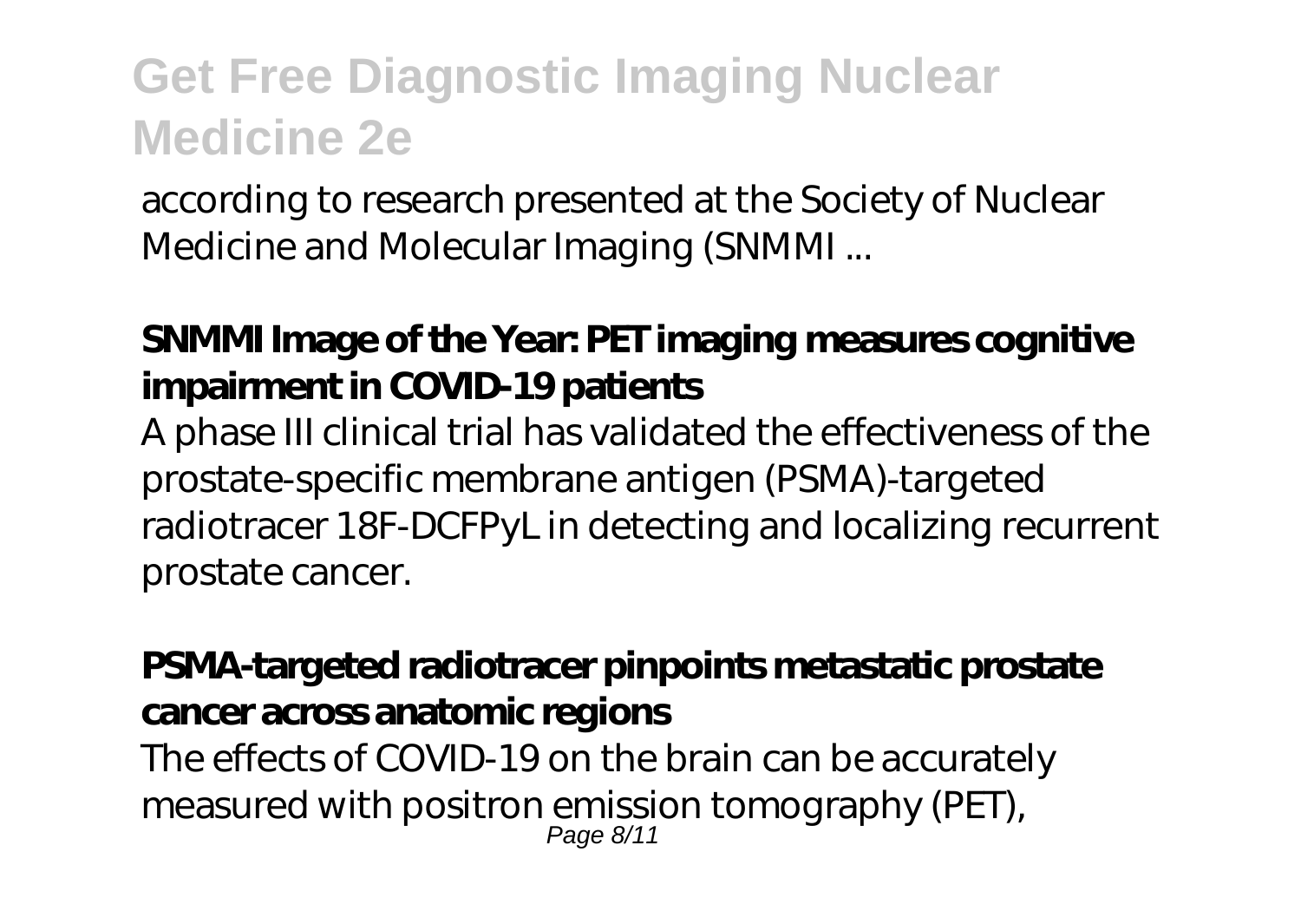according to research presented at the Society of Nuclear Medicine and Molecular Imaging (SNMMI ...

**SNMMI Image of the Year: PET imaging measures cognitive impairment in COVID-19 patients**

A phase III clinical trial has validated the effectiveness of the prostate-specific membrane antigen (PSMA)-targeted radiotracer 18F-DCFPyL in detecting and localizing recurrent prostate cancer.

**PSMA-targeted radiotracer pinpoints metastatic prostate cancer across anatomic regions**

The effects of COVID-19 on the brain can be accurately measured with positron emission tomography (PET),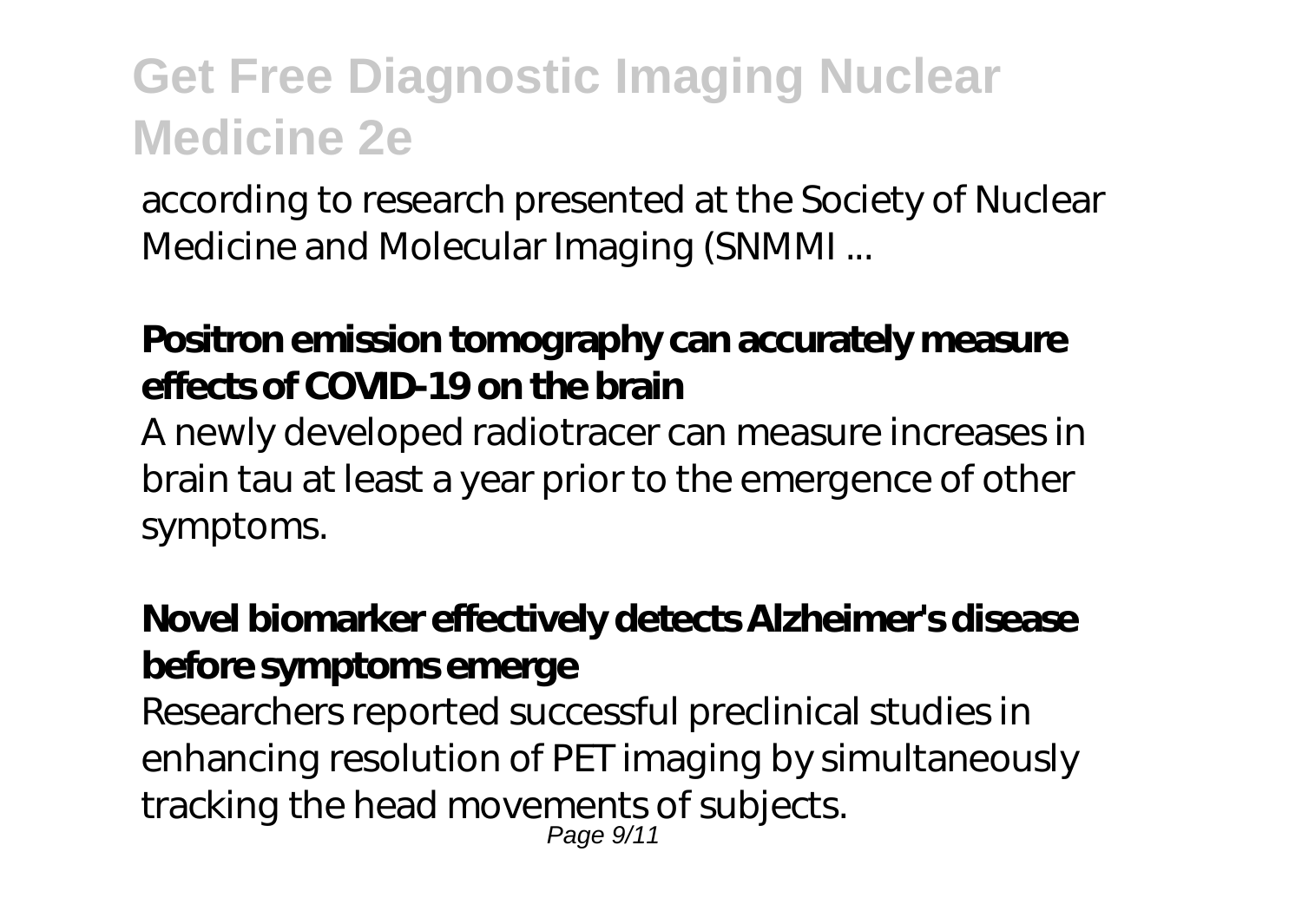according to research presented at the Society of Nuclear Medicine and Molecular Imaging (SNMMI ...

**Positron emission tomography can accurately measure effects of COVID-19 on the brain**

A newly developed radiotracer can measure increases in brain tau at least a year prior to the emergence of other symptoms.

**Novel biomarker effectively detects Alzheimer's disease before symptoms emerge**

Researchers reported successful preclinical studies in enhancing resolution of PET imaging by simultaneously tracking the head movements of subjects.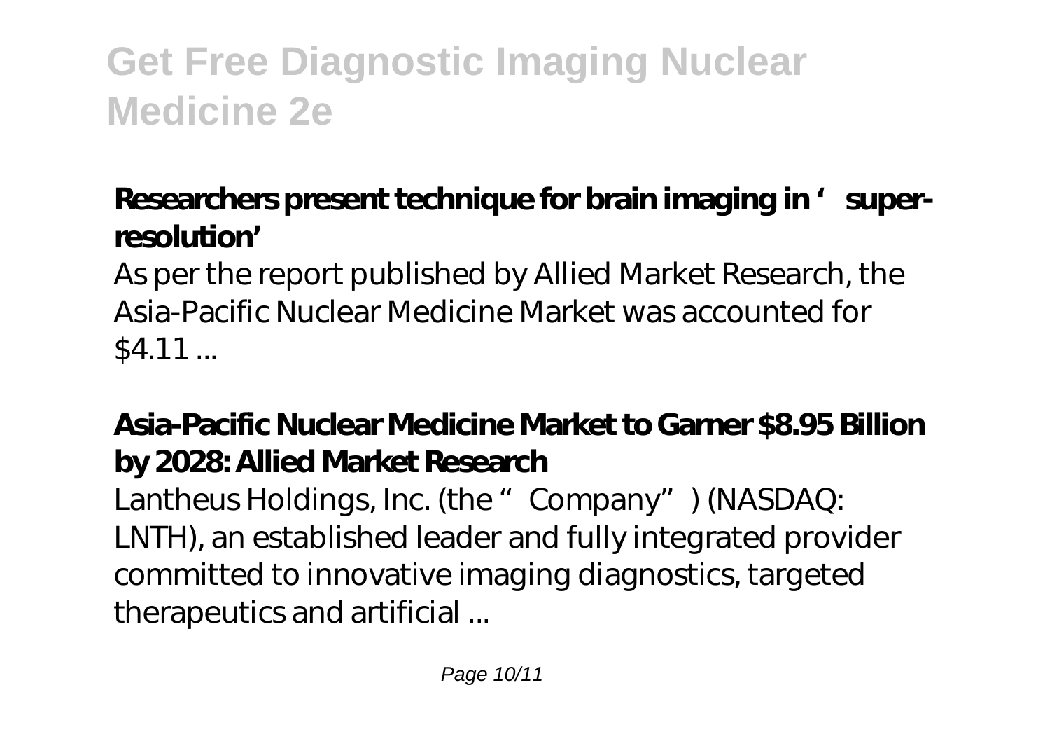# Get Free Diagnostic Imaging Nuclear Medicine 2e

**Researchers present technique for brain imaging in 'super-resolution'**

As per the report published by Allied Market Research, the Asia-Pacific Nuclear Medicine Market was accounted for $4.11 ...

**Asia-Pacific Nuclear Medicine Market to Garner $8.95 Billion by 2028: Allied Market Research**

Lantheus Holdings, Inc. (the "Company") (NASDAQ: LNTH), an established leader and fully integrated provider committed to innovative imaging diagnostics, targeted therapeutics and artificial ...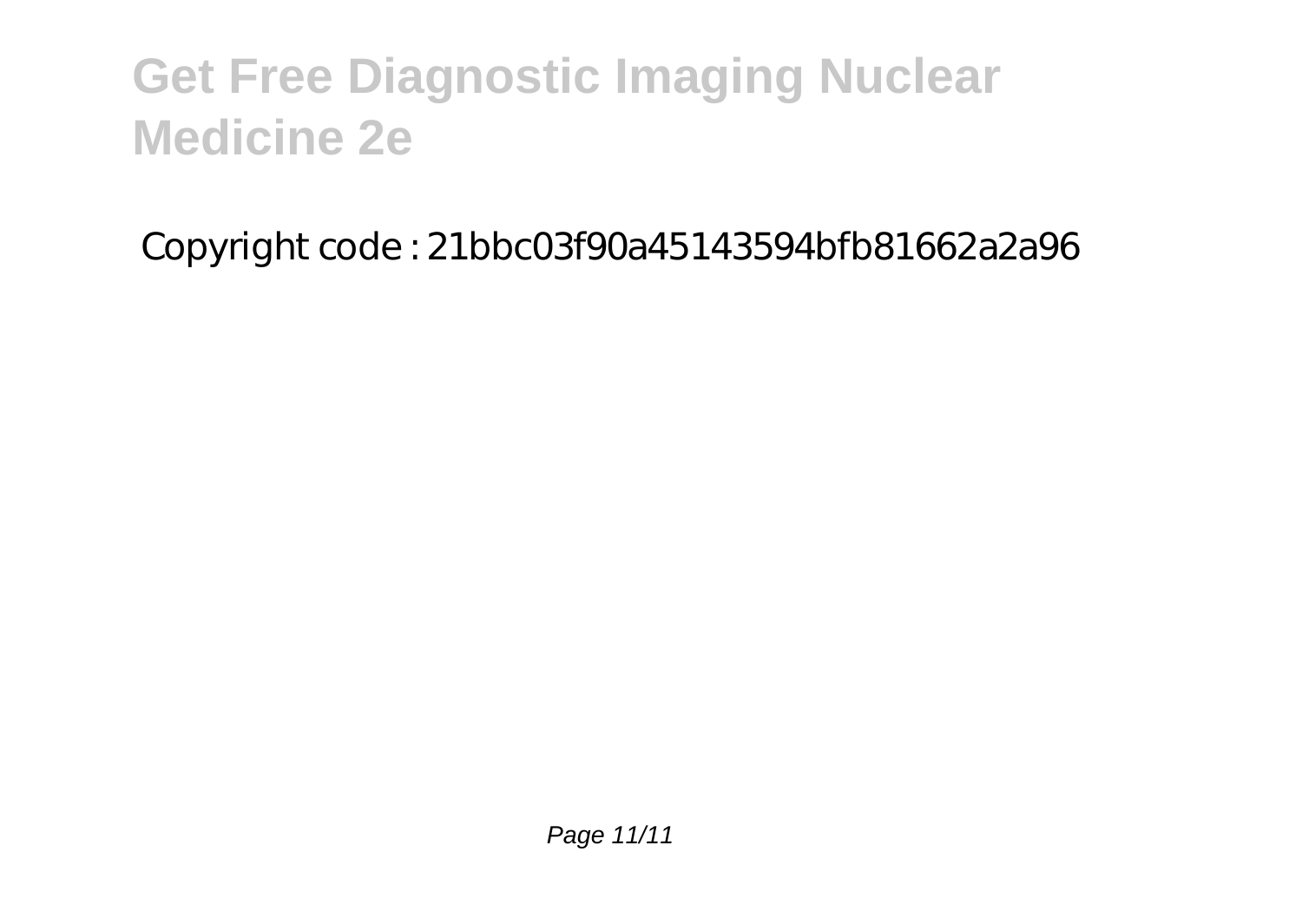Copyright code : 21bbc03f90a45143594bfb81662a2a96